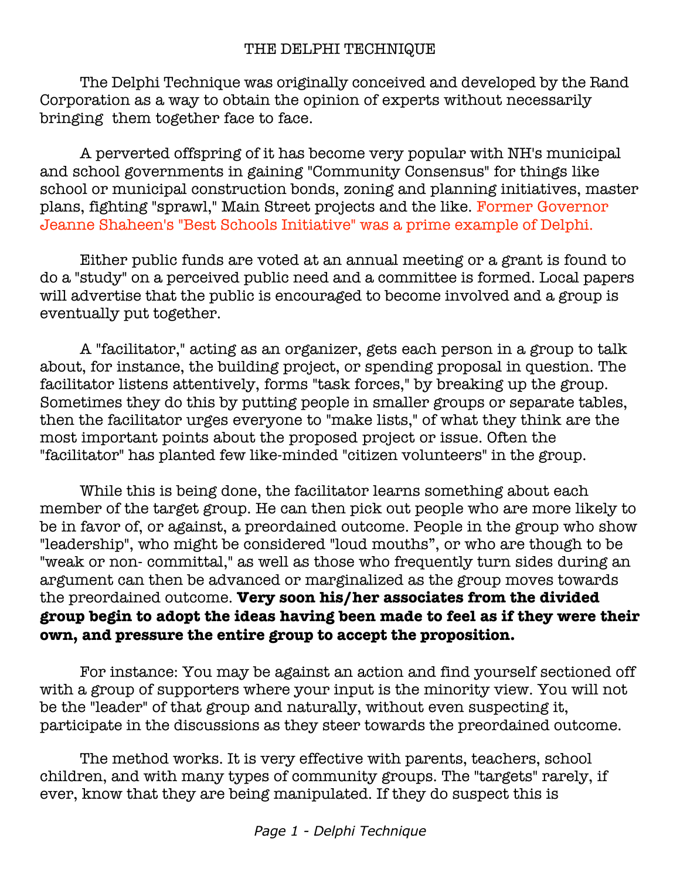# THE DELPHI TECHNIQUE

The Delphi Technique was originally conceived and developed by the Rand Corporation as a way to obtain the opinion of experts without necessarily bringing them together face to face.

A perverted offspring of it has become very popular with NH's municipal and school governments in gaining "Community Consensus" for things like school or municipal construction bonds, zoning and planning initiatives, master plans, fighting "sprawl," Main Street projects and the like. Former Governor Jeanne Shaheen's "Best Schools Initiative" was a prime example of Delphi.

Either public funds are voted at an annual meeting or a grant is found to do a "study" on a perceived public need and a committee is formed. Local papers will advertise that the public is encouraged to become involved and a group is eventually put together.

A "facilitator," acting as an organizer, gets each person in a group to talk about, for instance, the building project, or spending proposal in question. The facilitator listens attentively, forms "task forces," by breaking up the group. Sometimes they do this by putting people in smaller groups or separate tables, then the facilitator urges everyone to "make lists," of what they think are the most important points about the proposed project or issue. Often the "facilitator" has planted few like-minded "citizen volunteers" in the group.

While this is being done, the facilitator learns something about each member of the target group. He can then pick out people who are more likely to be in favor of, or against, a preordained outcome. People in the group who show "leadership", who might be considered "loud mouths", or who are though to be "weak or non- committal," as well as those who frequently turn sides during an argument can then be advanced or marginalized as the group moves towards the preordained outcome. **Very soon his/her associates from the divided group begin to adopt the ideas having been made to feel as if they were their own, and pressure the entire group to accept the proposition.**

For instance: You may be against an action and find yourself sectioned off with a group of supporters where your input is the minority view. You will not be the "leader" of that group and naturally, without even suspecting it, participate in the discussions as they steer towards the preordained outcome.

The method works. It is very effective with parents, teachers, school children, and with many types of community groups. The "targets" rarely, if ever, know that they are being manipulated. If they do suspect this is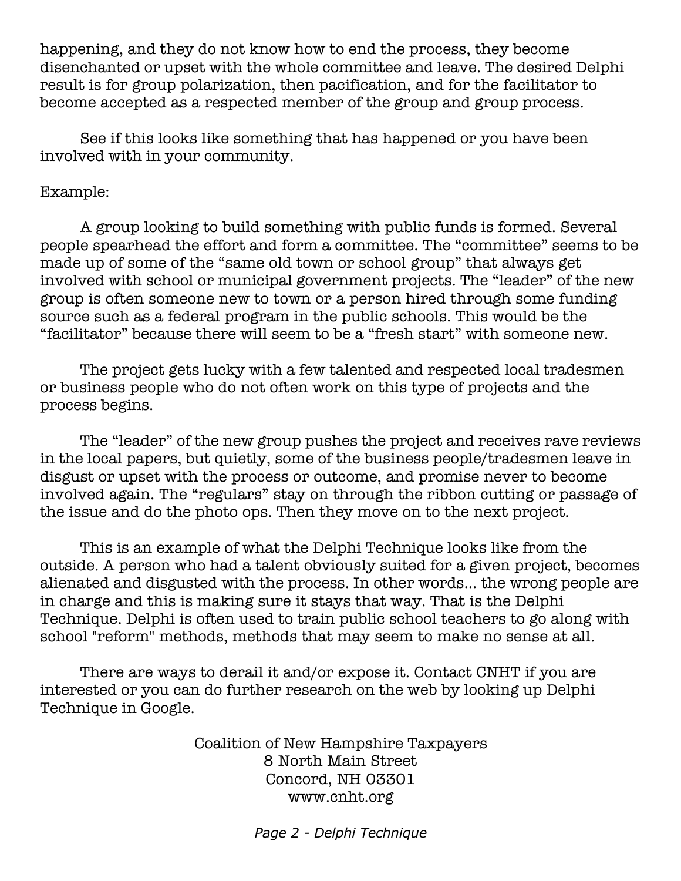happening, and they do not know how to end the process, they become disenchanted or upset with the whole committee and leave. The desired Delphi result is for group polarization, then pacification, and for the facilitator to become accepted as a respected member of the group and group process.

See if this looks like something that has happened or you have been involved with in your community.

Example:

A group looking to build something with public funds is formed. Several people spearhead the effort and form a committee. The "committee" seems to be made up of some of the "same old town or school group" that always get involved with school or municipal government projects. The "leader" of the new group is often someone new to town or a person hired through some funding source such as a federal program in the public schools. This would be the "facilitator" because there will seem to be a "fresh start" with someone new.

The project gets lucky with a few talented and respected local tradesmen or business people who do not often work on this type of projects and the process begins.

The "leader" of the new group pushes the project and receives rave reviews in the local papers, but quietly, some of the business people/tradesmen leave in disgust or upset with the process or outcome, and promise never to become involved again. The "regulars" stay on through the ribbon cutting or passage of the issue and do the photo ops. Then they move on to the next project.

This is an example of what the Delphi Technique looks like from the outside. A person who had a talent obviously suited for a given project, becomes alienated and disgusted with the process. In other words... the wrong people are in charge and this is making sure it stays that way. That is the Delphi Technique. Delphi is often used to train public school teachers to go along with school "reform" methods, methods that may seem to make no sense at all.

There are ways to derail it and/or expose it. Contact CNHT if you are interested or you can do further research on the web by looking up Delphi Technique in Google.

Coalition of New Hampshire Taxpayers
8 North Main Street
Concord, NH 03301
www.cnht.org